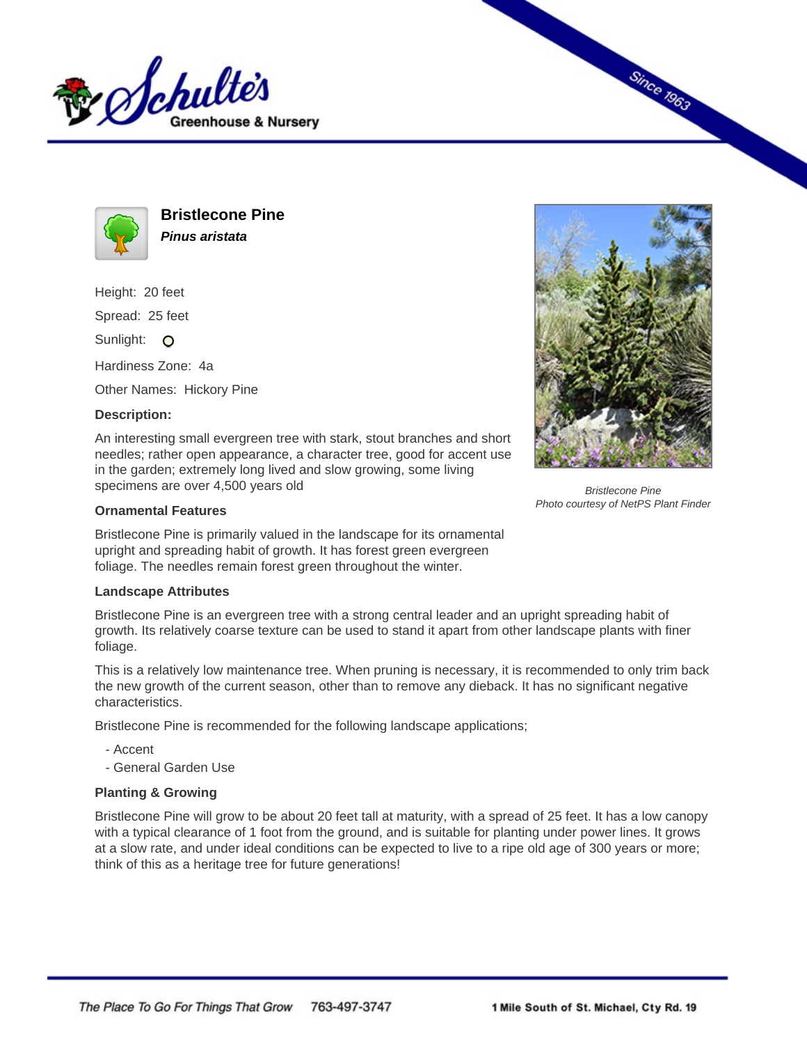# Bristlecone Pine

***Pinus aristata***

Height: 20 feet

Spread: 25 feet

Sunlight: O

Hardiness Zone: 4a

Other Names: Hickory Pine

**Description:**

An interesting small evergreen tree with stark, stout branches and short needles; rather open appearance, a character tree, good for accent use in the garden; extremely long lived and slow growing, some living specimens are over 4,500 years old

*Bristlecone Pine*
*Photo courtesy of NetPS Plant Finder*

### Ornamental Features

Bristlecone Pine is primarily valued in the landscape for its ornamental upright and spreading habit of growth. It has forest green evergreen foliage. The needles remain forest green throughout the winter.

### Landscape Attributes

Bristlecone Pine is an evergreen tree with a strong central leader and an upright spreading habit of growth. Its relatively coarse texture can be used to stand it apart from other landscape plants with finer foliage.

This is a relatively low maintenance tree. When pruning is necessary, it is recommended to only trim back the new growth of the current season, other than to remove any dieback. It has no significant negative characteristics.

Bristlecone Pine is recommended for the following landscape applications;

- Accent
- General Garden Use

### Planting & Growing

Bristlecone Pine will grow to be about 20 feet tall at maturity, with a spread of 25 feet. It has a low canopy with a typical clearance of 1 foot from the ground, and is suitable for planting under power lines. It grows at a slow rate, and under ideal conditions can be expected to live to a ripe old age of 300 years or more; think of this as a heritage tree for future generations!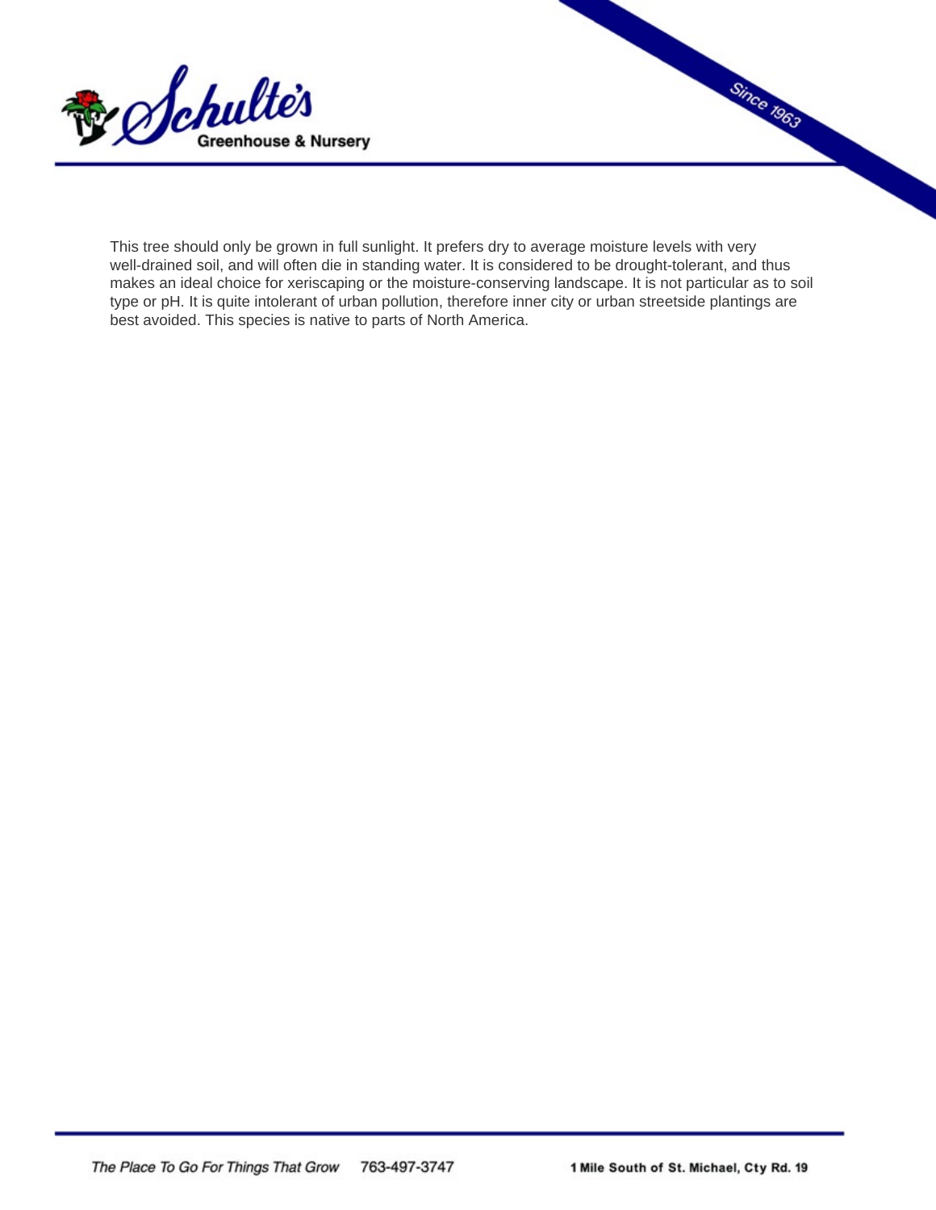This tree should only be grown in full sunlight. It prefers dry to average moisture levels with very well-drained soil, and will often die in standing water. It is considered to be drought-tolerant, and thus makes an ideal choice for xeriscaping or the moisture-conserving landscape. It is not particular as to soil type or pH. It is quite intolerant of urban pollution, therefore inner city or urban streetside plantings are best avoided. This species is native to parts of North America.